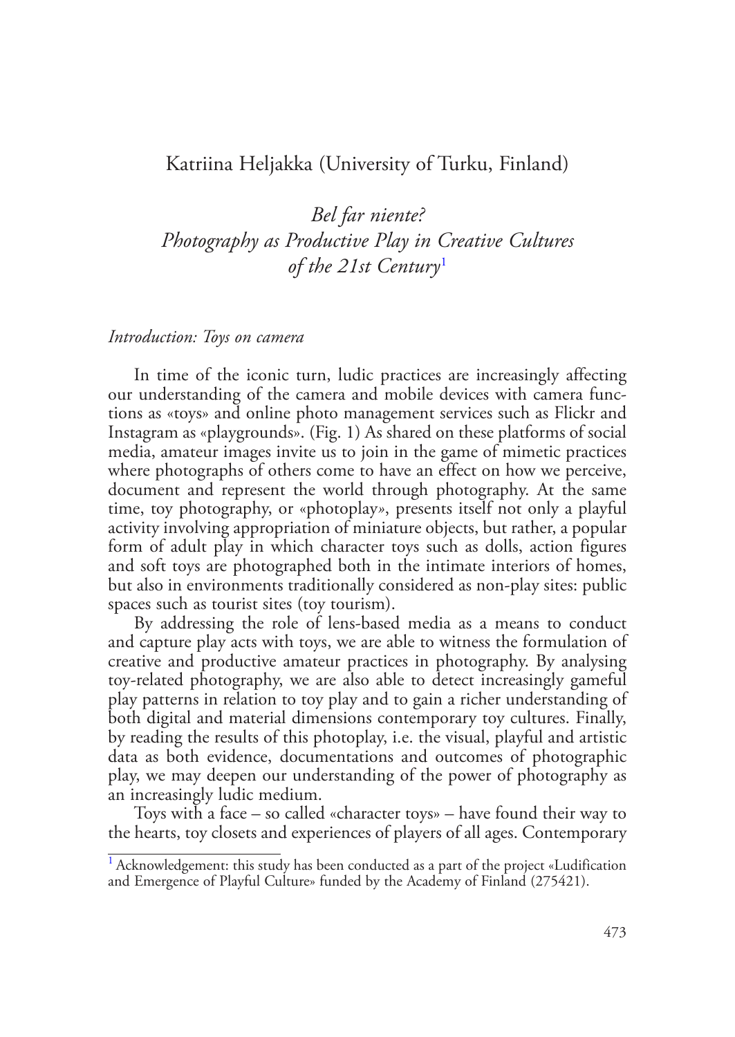Katriina Heljakka (University of Turku, Finland)

# *Bel far niente? Photography as Productive Play in Creative Cultures of the 21st Century*[1]

## *Introduction: Toys on camera*

In time of the iconic turn, ludic practices are increasingly affecting our understanding of the camera and mobile devices with camera functions as «toys» and online photo management services such as Flickr and Instagram as «playgrounds». (Fig. 1) As shared on these platforms of social media, amateur images invite us to join in the game of mimetic practices where photographs of others come to have an effect on how we perceive, document and represent the world through photography. At the same time, toy photography, or «photoplay», presents itself not only a playful activity involving appropriation of miniature objects, but rather, a popular form of adult play in which character toys such as dolls, action figures and soft toys are photographed both in the intimate interiors of homes, but also in environments traditionally considered as non-play sites: public spaces such as tourist sites (toy tourism).

By addressing the role of lens-based media as a means to conduct and capture play acts with toys, we are able to witness the formulation of creative and productive amateur practices in photography. By analysing toy-related photography, we are also able to detect increasingly gameful play patterns in relation to toy play and to gain a richer understanding of both digital and material dimensions contemporary toy cultures. Finally, by reading the results of this photoplay, i.e. the visual, playful and artistic data as both evidence, documentations and outcomes of photographic play, we may deepen our understanding of the power of photography as an increasingly ludic medium.

Toys with a face – so called «character toys» – have found their way to the hearts, toy closets and experiences of players of all ages. Contemporary

[1] Acknowledgement: this study has been conducted as a part of the project «Ludification and Emergence of Playful Culture» funded by the Academy of Finland (275421).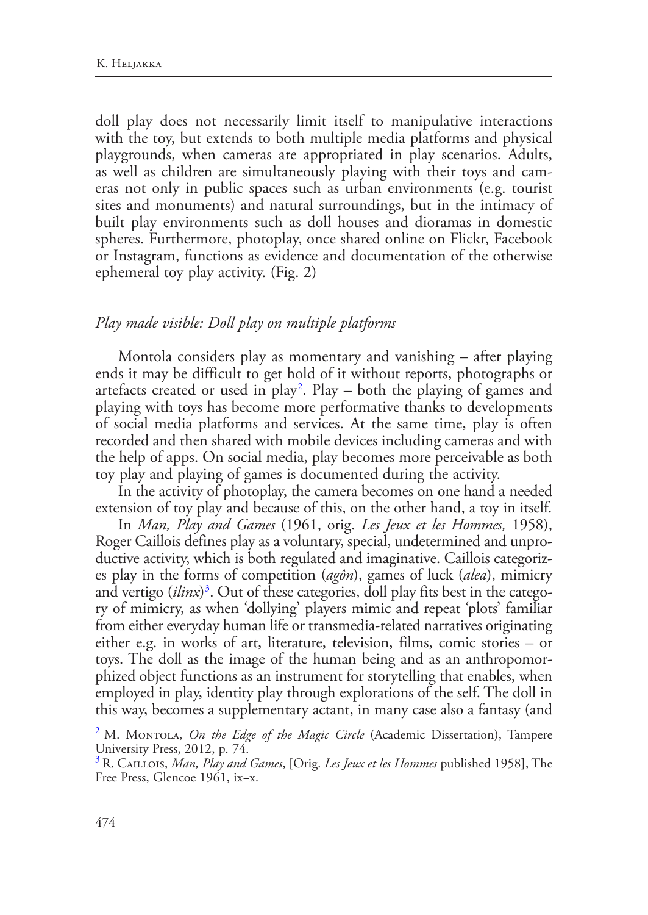doll play does not necessarily limit itself to manipulative interactions with the toy, but extends to both multiple media platforms and physical playgrounds, when cameras are appropriated in play scenarios. Adults, as well as children are simultaneously playing with their toys and cameras not only in public spaces such as urban environments (e.g. tourist sites and monuments) and natural surroundings, but in the intimacy of built play environments such as doll houses and dioramas in domestic spheres. Furthermore, photoplay, once shared online on Flickr, Facebook or Instagram, functions as evidence and documentation of the otherwise ephemeral toy play activity. (Fig. 2)

### *Play made visible: Doll play on multiple platforms*

Montola considers play as momentary and vanishing – after playing ends it may be difficult to get hold of it without reports, photographs or artefacts created or used in play[2]. Play – both the playing of games and playing with toys has become more performative thanks to developments of social media platforms and services. At the same time, play is often recorded and then shared with mobile devices including cameras and with the help of apps. On social media, play becomes more perceivable as both toy play and playing of games is documented during the activity.

In the activity of photoplay, the camera becomes on one hand a needed extension of toy play and because of this, on the other hand, a toy in itself.

In *Man, Play and Games* (1961, orig. *Les Jeux et les Hommes,* 1958), Roger Caillois defines play as a voluntary, special, undetermined and unproductive activity, which is both regulated and imaginative. Caillois categorizes play in the forms of competition (*agôn*), games of luck (*alea*), mimicry and vertigo (*ilinx*)[3]. Out of these categories, doll play fits best in the category of mimicry, as when 'dollying' players mimic and repeat 'plots' familiar from either everyday human life or transmedia-related narratives originating either e.g. in works of art, literature, television, films, comic stories – or toys. The doll as the image of the human being and as an anthropomorphized object functions as an instrument for storytelling that enables, when employed in play, identity play through explorations of the self. The doll in this way, becomes a supplementary actant, in many case also a fantasy (and

[2] M. Montola, *On the Edge of the Magic Circle* (Academic Dissertation), Tampere University Press, 2012, p. 74.

[3] R. Caillois, *Man, Play and Games*, [Orig. *Les Jeux et les Hommes* published 1958], The Free Press, Glencoe 1961, ix–x.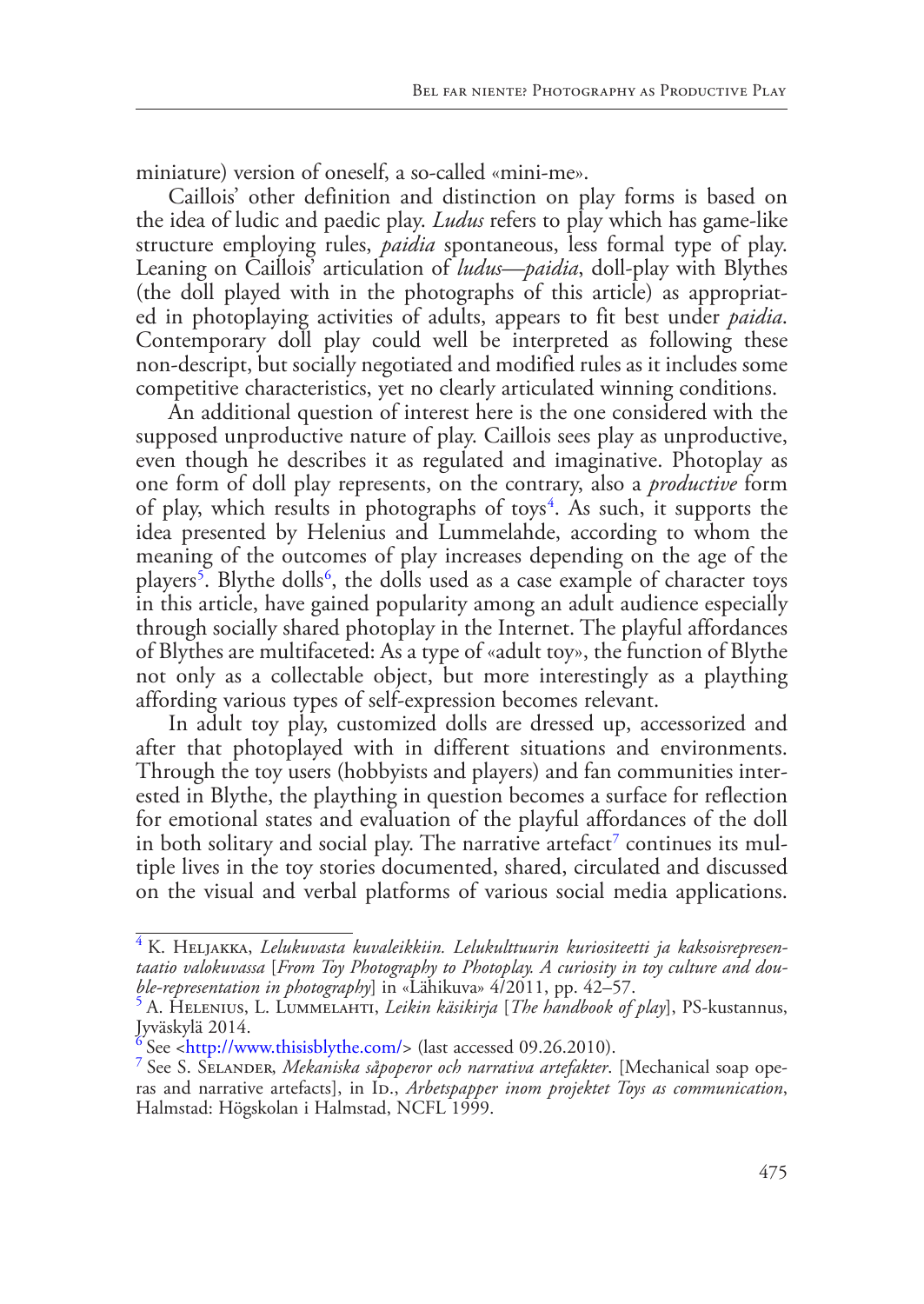miniature) version of oneself, a so-called «mini-me».

Caillois' other definition and distinction on play forms is based on the idea of ludic and paedic play. *Ludus* refers to play which has game-like structure employing rules, *paidia* spontaneous, less formal type of play. Leaning on Caillois' articulation of *ludus—paidia*, doll-play with Blythes (the doll played with in the photographs of this article) as appropriated in photoplaying activities of adults, appears to fit best under *paidia*. Contemporary doll play could well be interpreted as following these non-descript, but socially negotiated and modified rules as it includes some competitive characteristics, yet no clearly articulated winning conditions.

An additional question of interest here is the one considered with the supposed unproductive nature of play. Caillois sees play as unproductive, even though he describes it as regulated and imaginative. Photoplay as one form of doll play represents, on the contrary, also a *productive* form of play, which results in photographs of toys[4]. As such, it supports the idea presented by Helenius and Lummelahde, according to whom the meaning of the outcomes of play increases depending on the age of the players[5]. Blythe dolls[6], the dolls used as a case example of character toys in this article, have gained popularity among an adult audience especially through socially shared photoplay in the Internet. The playful affordances of Blythes are multifaceted: As a type of «adult toy», the function of Blythe not only as a collectable object, but more interestingly as a plaything affording various types of self-expression becomes relevant.

In adult toy play, customized dolls are dressed up, accessorized and after that photoplayed with in different situations and environments. Through the toy users (hobbyists and players) and fan communities interested in Blythe, the plaything in question becomes a surface for reflection for emotional states and evaluation of the playful affordances of the doll in both solitary and social play. The narrative artefact[7] continues its multiple lives in the toy stories documented, shared, circulated and discussed on the visual and verbal platforms of various social media applications.

---

[4] K. Heljakka, *Lelukuvasta kuvaleikkiin. Lelukulttuurin kuriositeetti ja kaksoisrepresentaatio valokuvassa* [*From Toy Photography to Photoplay. A curiosity in toy culture and double-representation in photography*] in «Lähikuva» 4/2011, pp. 42–57.

[5] A. Helenius, L. Lummelahti, *Leikin käsikirja* [*The handbook of play*], PS-kustannus, Jyväskylä 2014.

[6] See <http://www.thisisblythe.com/> (last accessed 09.26.2010).

[7] See S. Selander, *Mekaniska såpoperor och narrativa artefakter*. [Mechanical soap operas and narrative artefacts], in Id., *Arbetspapper inom projektet Toys as communication*, Halmstad: Högskolan i Halmstad, NCFL 1999.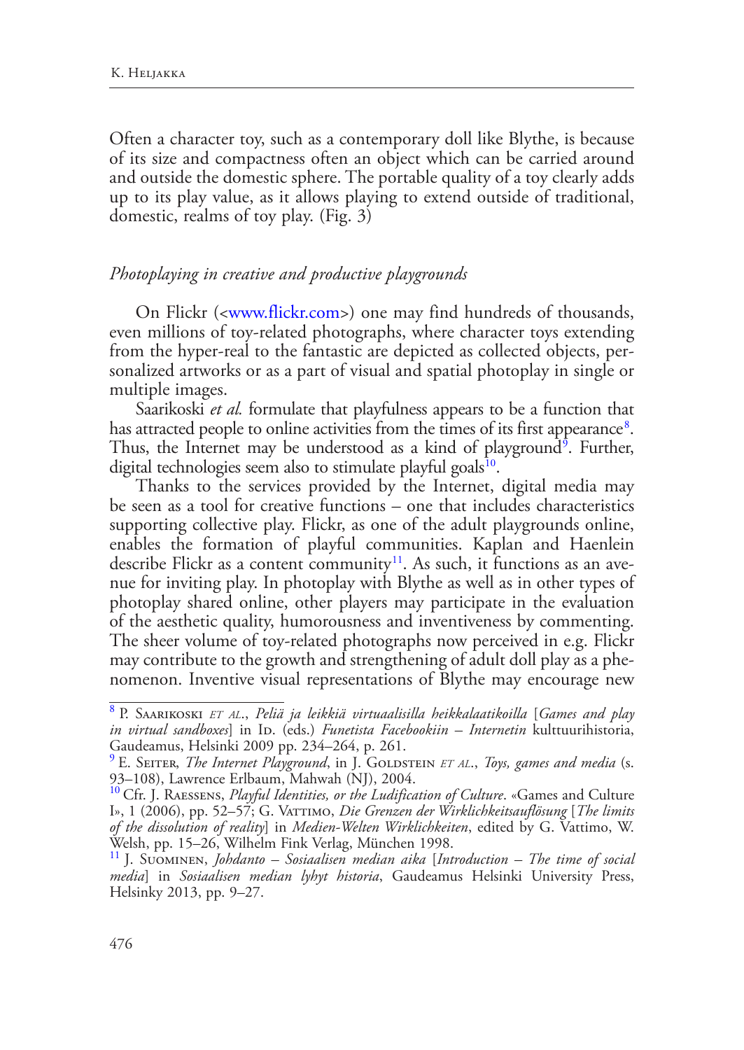Often a character toy, such as a contemporary doll like Blythe, is because of its size and compactness often an object which can be carried around and outside the domestic sphere. The portable quality of a toy clearly adds up to its play value, as it allows playing to extend outside of traditional, domestic, realms of toy play. (Fig. 3)

*Photoplaying in creative and productive playgrounds*

On Flickr (<www.flickr.com>) one may find hundreds of thousands, even millions of toy-related photographs, where character toys extending from the hyper-real to the fantastic are depicted as collected objects, personalized artworks or as a part of visual and spatial photoplay in single or multiple images.

Saarikoski *et al.* formulate that playfulness appears to be a function that has attracted people to online activities from the times of its first appearance[8]. Thus, the Internet may be understood as a kind of playground[9]. Further, digital technologies seem also to stimulate playful goals[10].

Thanks to the services provided by the Internet, digital media may be seen as a tool for creative functions – one that includes characteristics supporting collective play. Flickr, as one of the adult playgrounds online, enables the formation of playful communities. Kaplan and Haenlein describe Flickr as a content community[11]. As such, it functions as an avenue for inviting play. In photoplay with Blythe as well as in other types of photoplay shared online, other players may participate in the evaluation of the aesthetic quality, humorousness and inventiveness by commenting. The sheer volume of toy-related photographs now perceived in e.g. Flickr may contribute to the growth and strengthening of adult doll play as a phenomenon. Inventive visual representations of Blythe may encourage new

---

[8] P. Saarikoski *et al.*, *Peliä ja leikkiä virtuaalisilla heikkalaatikoilla* [*Games and play in virtual sandboxes*] in Id. (eds.) *Funetista Facebookiin – Internetin* kulttuurihistoria, Gaudeamus, Helsinki 2009 pp. 234–264, p. 261.

[9] E. Seiter, *The Internet Playground*, in J. Goldstein *et al.*, *Toys, games and media* (s. 93–108), Lawrence Erlbaum, Mahwah (NJ), 2004.

[10] Cfr. J. Raessens, *Playful Identities, or the Ludification of Culture*. «Games and Culture I», 1 (2006), pp. 52–57; G. Vattimo, *Die Grenzen der Wirklichkeitsauflösung* [*The limits of the dissolution of reality*] in *Medien-Welten Wirklichkeiten*, edited by G. Vattimo, W. Welsh, pp. 15–26, Wilhelm Fink Verlag, München 1998.

[11] J. Suominen, *Johdanto – Sosiaalisen median aika* [*Introduction – The time of social media*] in *Sosiaalisen median lyhyt historia*, Gaudeamus Helsinki University Press, Helsinky 2013, pp. 9–27.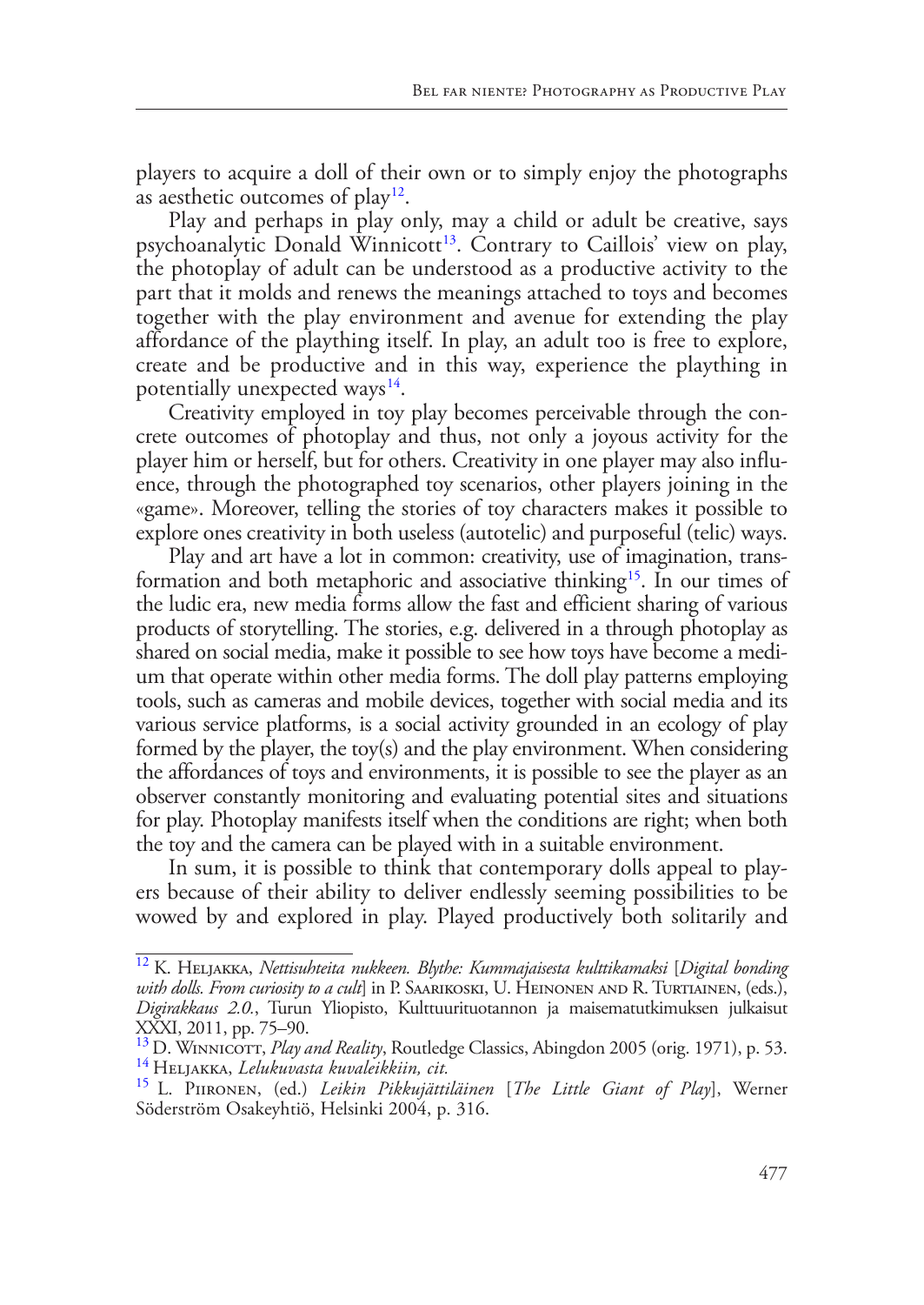players to acquire a doll of their own or to simply enjoy the photographs as aesthetic outcomes of play[12].

Play and perhaps in play only, may a child or adult be creative, says psychoanalytic Donald Winnicott[13]. Contrary to Caillois' view on play, the photoplay of adult can be understood as a productive activity to the part that it molds and renews the meanings attached to toys and becomes together with the play environment and avenue for extending the play affordance of the plaything itself. In play, an adult too is free to explore, create and be productive and in this way, experience the plaything in potentially unexpected ways[14].

Creativity employed in toy play becomes perceivable through the concrete outcomes of photoplay and thus, not only a joyous activity for the player him or herself, but for others. Creativity in one player may also influence, through the photographed toy scenarios, other players joining in the «game». Moreover, telling the stories of toy characters makes it possible to explore ones creativity in both useless (autotelic) and purposeful (telic) ways.

Play and art have a lot in common: creativity, use of imagination, transformation and both metaphoric and associative thinking[15]. In our times of the ludic era, new media forms allow the fast and efficient sharing of various products of storytelling. The stories, e.g. delivered in a through photoplay as shared on social media, make it possible to see how toys have become a medium that operate within other media forms. The doll play patterns employing tools, such as cameras and mobile devices, together with social media and its various service platforms, is a social activity grounded in an ecology of play formed by the player, the toy(s) and the play environment. When considering the affordances of toys and environments, it is possible to see the player as an observer constantly monitoring and evaluating potential sites and situations for play. Photoplay manifests itself when the conditions are right; when both the toy and the camera can be played with in a suitable environment.

In sum, it is possible to think that contemporary dolls appeal to players because of their ability to deliver endlessly seeming possibilities to be wowed by and explored in play. Played productively both solitarily and

---

[12] K. Heljakka, *Nettisuhteita nukkeen. Blythe: Kummajaisesta kulttikamaksi* [*Digital bonding with dolls. From curiosity to a cult*] in P. Saarikoski, U. Heinonen and R. Turtiainen, (eds.), *Digirakkaus 2.0.*, Turun Yliopisto, Kulttuurituotannon ja maisematutkimuksen julkaisut XXXI, 2011, pp. 75–90.

[13] D. Winnicott, *Play and Reality*, Routledge Classics, Abingdon 2005 (orig. 1971), p. 53.

[14] Heljakka, *Lelukuvasta kuvaleikkiin, cit.*

[15] L. Piironen, (ed.) *Leikin Pikkujättiläinen* [*The Little Giant of Play*], Werner Söderström Osakeyhtiö, Helsinki 2004, p. 316.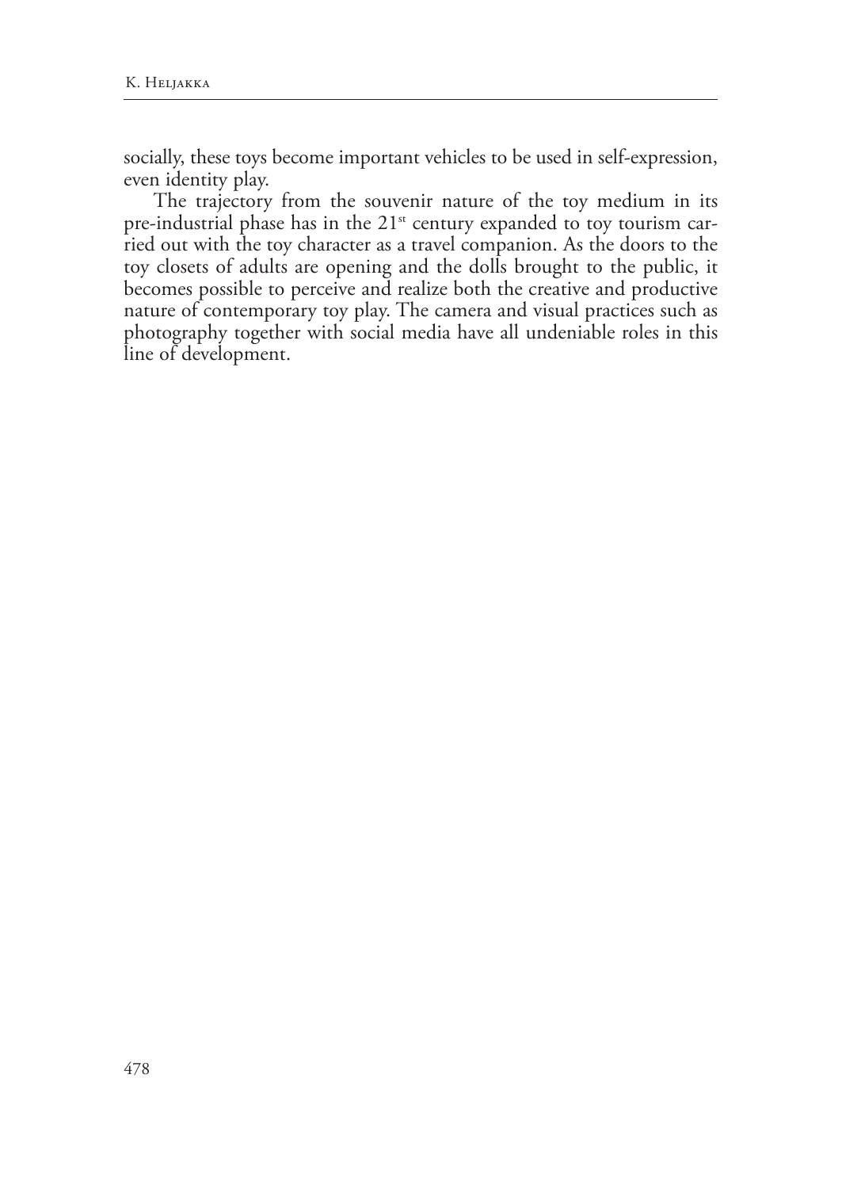socially, these toys become important vehicles to be used in self-expression, even identity play.

The trajectory from the souvenir nature of the toy medium in its pre-industrial phase has in the $21^{st}$ century expanded to toy tourism carried out with the toy character as a travel companion. As the doors to the toy closets of adults are opening and the dolls brought to the public, it becomes possible to perceive and realize both the creative and productive nature of contemporary toy play. The camera and visual practices such as photography together with social media have all undeniable roles in this line of development.